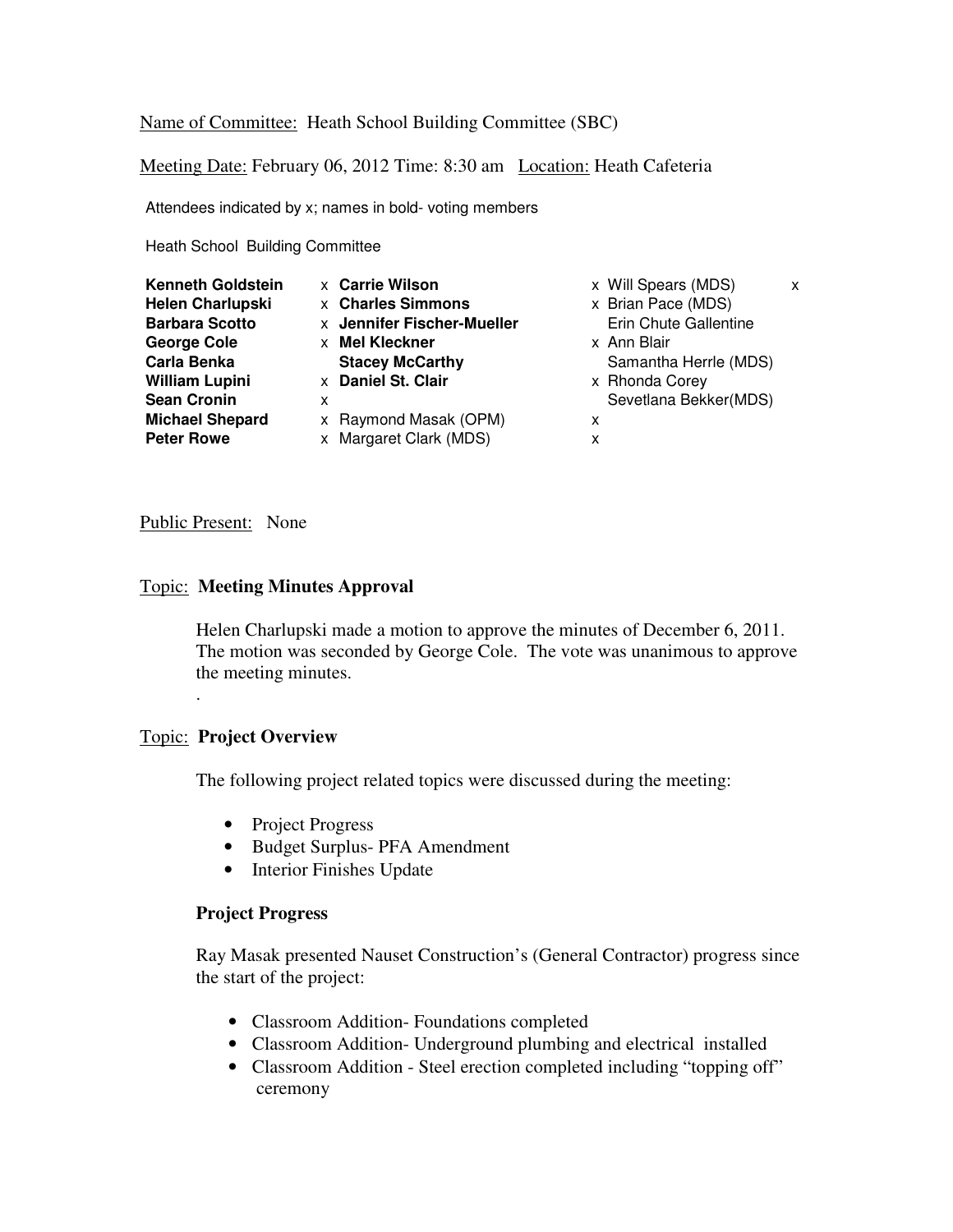Name of Committee: Heath School Building Committee (SBC)

Meeting Date: February 06, 2012 Time: 8:30 am Location: Heath Cafeteria

Attendees indicated by x; names in bold- voting members

Heath School Building Committee

| Name | | Name | | Name | |
|---|---|---|---|---|---|
| **Kenneth Goldstein** | x | **Carrie Wilson** | x | Will Spears (MDS) | x |
| **Helen Charlupski** | x | **Charles Simmons** | x | Brian Pace (MDS) | |
| **Barbara Scotto** | x | **Jennifer Fischer-Mueller** | | Erin Chute Gallentine | |
| **George Cole** | x | **Mel Kleckner** | x | Ann Blair | |
| **Carla Benka** | | **Stacey McCarthy** | | Samantha Herrle (MDS) | |
| **William Lupini** | x | **Daniel St. Clair** | x | Rhonda Corey | |
| **Sean Cronin** | x | | | Sevetlana Bekker(MDS) | |
| **Michael Shepard** | x | Raymond Masak (OPM) | x | | |
| **Peter Rowe** | x | Margaret Clark (MDS) | x | | |

Public Present: None

## Topic: **Meeting Minutes Approval**

Helen Charlupski made a motion to approve the minutes of December 6, 2011. The motion was seconded by George Cole. The vote was unanimous to approve the meeting minutes.

.

## Topic: **Project Overview**

The following project related topics were discussed during the meeting:

- Project Progress
- Budget Surplus- PFA Amendment
- Interior Finishes Update

### **Project Progress**

Ray Masak presented Nauset Construction's (General Contractor) progress since the start of the project:

- Classroom Addition- Foundations completed
- Classroom Addition- Underground plumbing and electrical installed
- Classroom Addition - Steel erection completed including "topping off" ceremony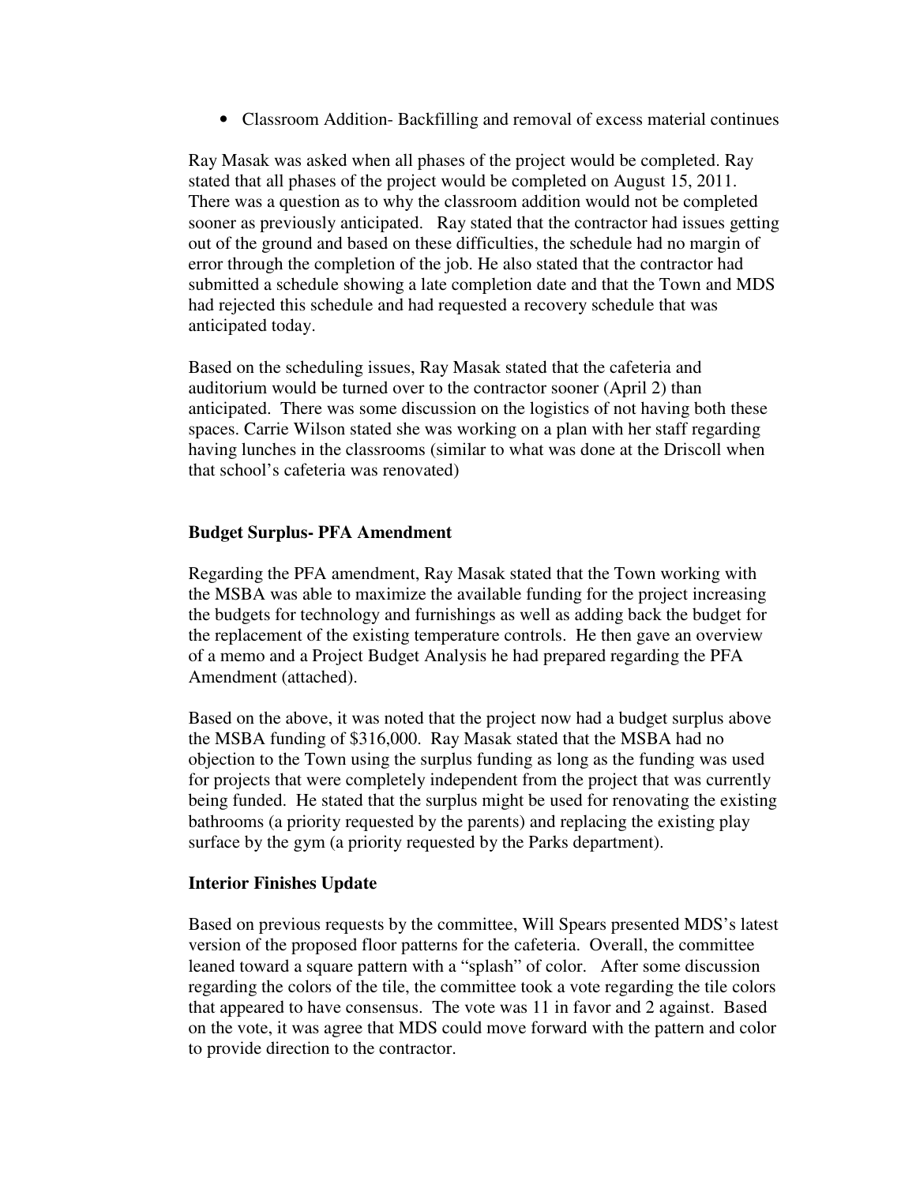- Classroom Addition- Backfilling and removal of excess material continues

Ray Masak was asked when all phases of the project would be completed. Ray stated that all phases of the project would be completed on August 15, 2011. There was a question as to why the classroom addition would not be completed sooner as previously anticipated. Ray stated that the contractor had issues getting out of the ground and based on these difficulties, the schedule had no margin of error through the completion of the job. He also stated that the contractor had submitted a schedule showing a late completion date and that the Town and MDS had rejected this schedule and had requested a recovery schedule that was anticipated today.

Based on the scheduling issues, Ray Masak stated that the cafeteria and auditorium would be turned over to the contractor sooner (April 2) than anticipated. There was some discussion on the logistics of not having both these spaces. Carrie Wilson stated she was working on a plan with her staff regarding having lunches in the classrooms (similar to what was done at the Driscoll when that school's cafeteria was renovated)

**Budget Surplus- PFA Amendment**

Regarding the PFA amendment, Ray Masak stated that the Town working with the MSBA was able to maximize the available funding for the project increasing the budgets for technology and furnishings as well as adding back the budget for the replacement of the existing temperature controls. He then gave an overview of a memo and a Project Budget Analysis he had prepared regarding the PFA Amendment (attached).

Based on the above, it was noted that the project now had a budget surplus above the MSBA funding of $316,000. Ray Masak stated that the MSBA had no objection to the Town using the surplus funding as long as the funding was used for projects that were completely independent from the project that was currently being funded. He stated that the surplus might be used for renovating the existing bathrooms (a priority requested by the parents) and replacing the existing play surface by the gym (a priority requested by the Parks department).

**Interior Finishes Update**

Based on previous requests by the committee, Will Spears presented MDS's latest version of the proposed floor patterns for the cafeteria. Overall, the committee leaned toward a square pattern with a "splash" of color. After some discussion regarding the colors of the tile, the committee took a vote regarding the tile colors that appeared to have consensus. The vote was 11 in favor and 2 against. Based on the vote, it was agree that MDS could move forward with the pattern and color to provide direction to the contractor.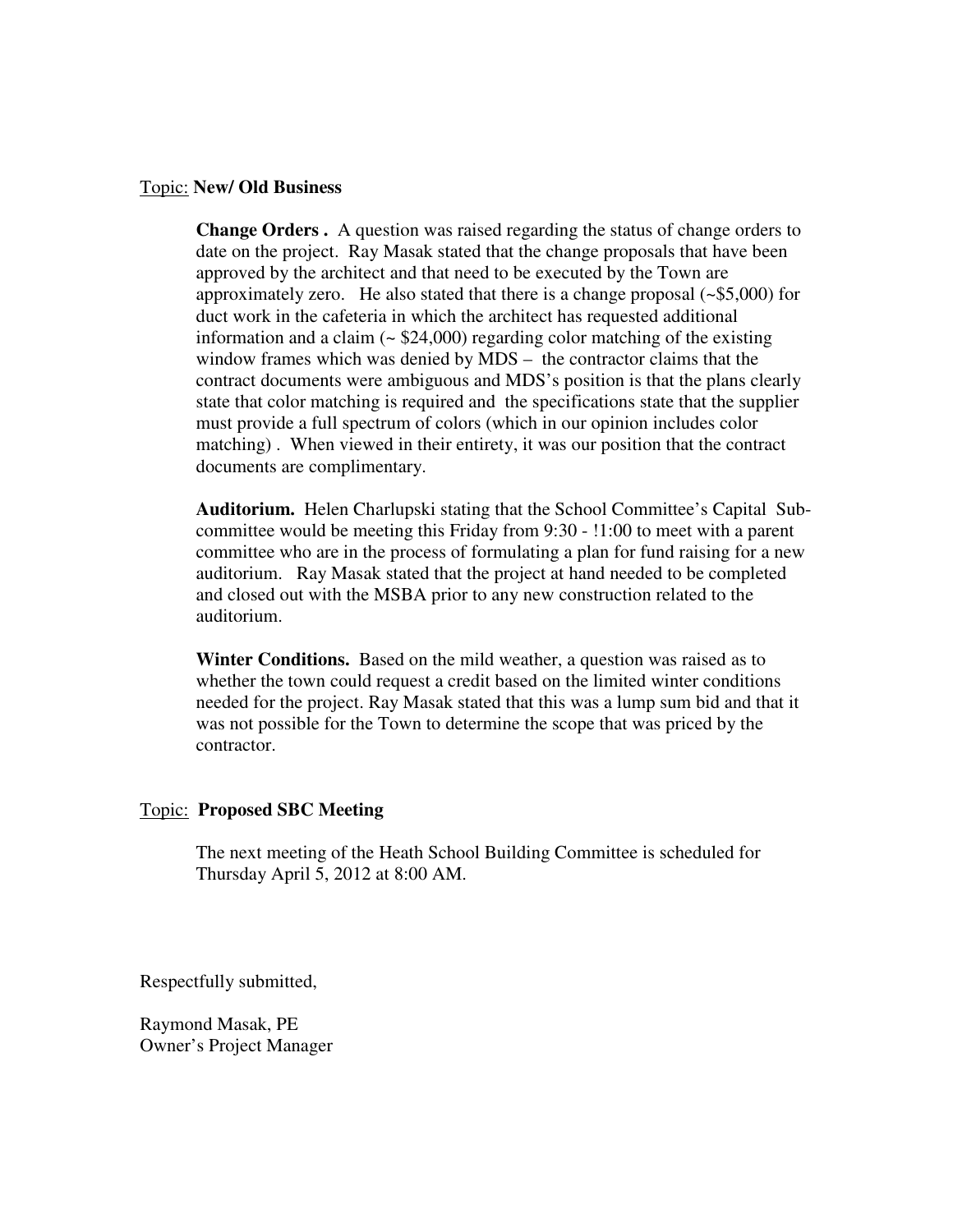Topic: **New/ Old Business**

**Change Orders .** A question was raised regarding the status of change orders to date on the project. Ray Masak stated that the change proposals that have been approved by the architect and that need to be executed by the Town are approximately zero. He also stated that there is a change proposal (~$5,000) for duct work in the cafeteria in which the architect has requested additional information and a claim (~ $24,000) regarding color matching of the existing window frames which was denied by MDS – the contractor claims that the contract documents were ambiguous and MDS's position is that the plans clearly state that color matching is required and the specifications state that the supplier must provide a full spectrum of colors (which in our opinion includes color matching) . When viewed in their entirety, it was our position that the contract documents are complimentary.

**Auditorium.** Helen Charlupski stating that the School Committee's Capital Sub-committee would be meeting this Friday from 9:30 - !1:00 to meet with a parent committee who are in the process of formulating a plan for fund raising for a new auditorium. Ray Masak stated that the project at hand needed to be completed and closed out with the MSBA prior to any new construction related to the auditorium.

**Winter Conditions.** Based on the mild weather, a question was raised as to whether the town could request a credit based on the limited winter conditions needed for the project. Ray Masak stated that this was a lump sum bid and that it was not possible for the Town to determine the scope that was priced by the contractor.

Topic: **Proposed SBC Meeting**

The next meeting of the Heath School Building Committee is scheduled for Thursday April 5, 2012 at 8:00 AM.

Respectfully submitted,

Raymond Masak, PE
Owner's Project Manager